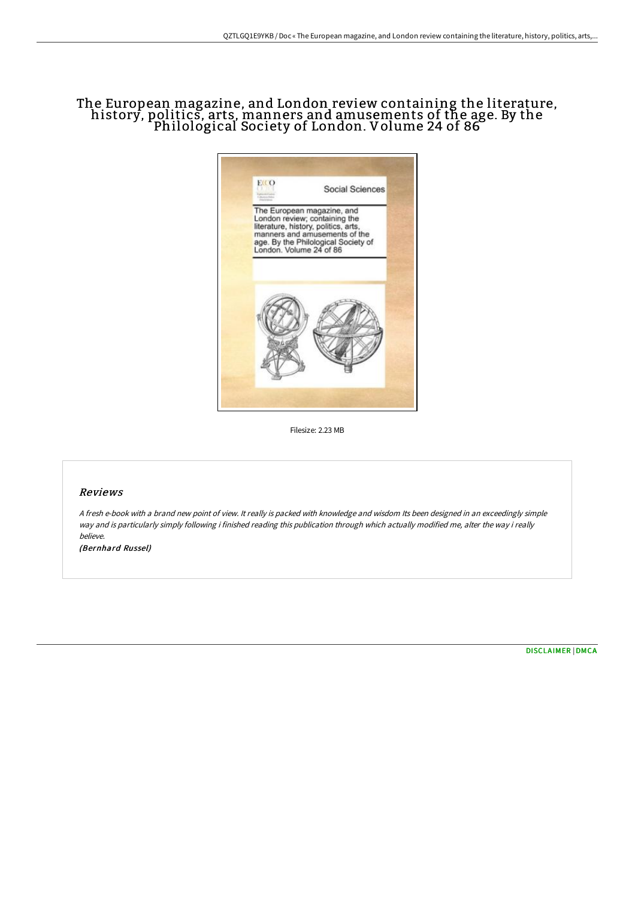# The European magazine, and London review containing the literature, history, politics, arts, manners and amusements of the age. By the Philological Society of London. Volume 24 of 86

Filesize: 2.23 MB

## Reviews

*A fresh e-book with a brand new point of view. It really is packed with knowledge and wisdom Its been designed in an exceedingly simple way and is particularly simply following i finished reading this publication through which actually modified me, alter the way i really believe.*

*(Bernhard Russel)*

[DISCLAIMER](#) | [DMCA](#)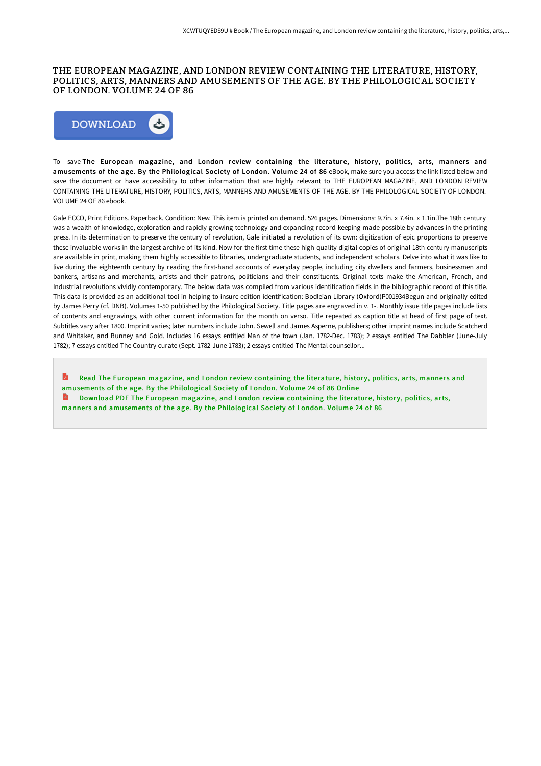# THE EUROPEAN MAGAZINE, AND LONDON REVIEW CONTAINING THE LITERATURE, HISTORY, POLITICS, ARTS, MANNERS AND AMUSEMENTS OF THE AGE. BY THE PHILOLOGICAL SOCIETY OF LONDON. VOLUME 24 OF 86

DOWNLOAD

To save **The European magazine, and London review containing the literature, history, politics, arts, manners and amusements of the age. By the Philological Society of London. Volume 24 of 86** eBook, make sure you access the link listed below and save the document or have accessibility to other information that are highly relevant to THE EUROPEAN MAGAZINE, AND LONDON REVIEW CONTAINING THE LITERATURE, HISTORY, POLITICS, ARTS, MANNERS AND AMUSEMENTS OF THE AGE. BY THE PHILOLOGICAL SOCIETY OF LONDON. VOLUME 24 OF 86 ebook.

Gale ECCO, Print Editions. Paperback. Condition: New. This item is printed on demand. 526 pages. Dimensions: 9.7in. x 7.4in. x 1.1in.The 18th century was a wealth of knowledge, exploration and rapidly growing technology and expanding record-keeping made possible by advances in the printing press. In its determination to preserve the century of revolution, Gale initiated a revolution of its own: digitization of epic proportions to preserve these invaluable works in the largest archive of its kind. Now for the first time these high-quality digital copies of original 18th century manuscripts are available in print, making them highly accessible to libraries, undergraduate students, and independent scholars. Delve into what it was like to live during the eighteenth century by reading the first-hand accounts of everyday people, including city dwellers and farmers, businessmen and bankers, artisans and merchants, artists and their patrons, politicians and their constituents. Original texts make the American, French, and Industrial revolutions vividly contemporary. The below data was compiled from various identification fields in the bibliographic record of this title. This data is provided as an additional tool in helping to insure edition identification: Bodleian Library (Oxford)P001934Begun and originally edited by James Perry (cf. DNB). Volumes 1-50 published by the Philological Society. Title pages are engraved in v. 1-. Monthly issue title pages include lists of contents and engravings, with other current information for the month on verso. Title repeated as caption title at head of first page of text. Subtitles vary after 1800. Imprint varies; later numbers include John. Sewell and James Asperne, publishers; other imprint names include Scatcherd and Whitaker, and Bunney and Gold. Includes 16 essays entitled Man of the town (Jan. 1782-Dec. 1783); 2 essays entitled The Dabbler (June-July 1782); 7 essays entitled The Country curate (Sept. 1782-June 1783); 2 essays entitled The Mental counsellor...

- Read The European magazine, and London review containing the literature, history, politics, arts, manners and amusements of the age. By the Philological Society of London. Volume 24 of 86 Online
- Download PDF The European magazine, and London review containing the literature, history, politics, arts, manners and amusements of the age. By the Philological Society of London. Volume 24 of 86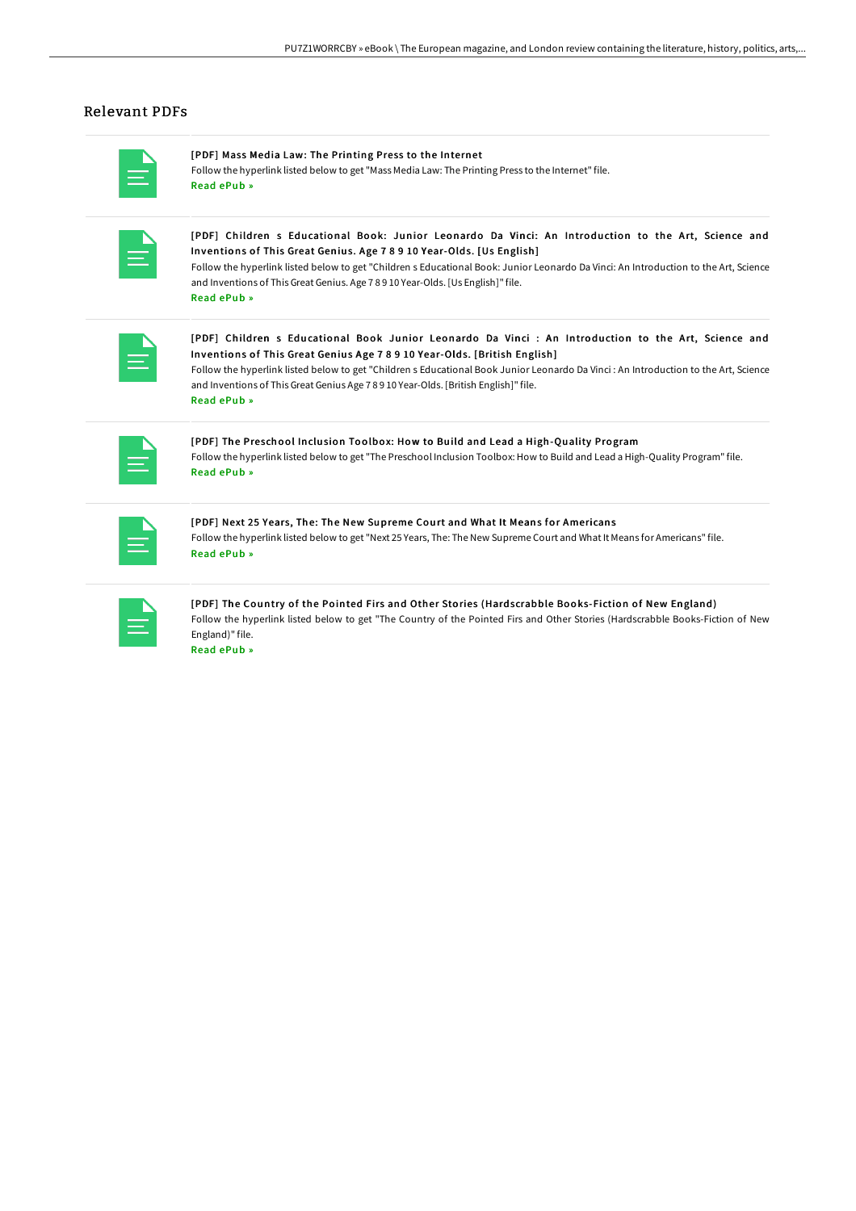## Relevant PDFs

**[PDF] Mass Media Law: The Printing Press to the Internet**

Follow the hyperlink listed below to get "Mass Media Law: The Printing Press to the Internet" file.

Read ePub »

**[PDF] Children s Educational Book: Junior Leonardo Da Vinci: An Introduction to the Art, Science and Inventions of This Great Genius. Age 7 8 9 10 Year-Olds. [Us English]**

Follow the hyperlink listed below to get "Children s Educational Book: Junior Leonardo Da Vinci: An Introduction to the Art, Science and Inventions of This Great Genius. Age 7 8 9 10 Year-Olds. [Us English]" file.

Read ePub »

**[PDF] Children s Educational Book Junior Leonardo Da Vinci : An Introduction to the Art, Science and Inventions of This Great Genius Age 7 8 9 10 Year-Olds. [British English]**

Follow the hyperlink listed below to get "Children s Educational Book Junior Leonardo Da Vinci : An Introduction to the Art, Science and Inventions of This Great Genius Age 7 8 9 10 Year-Olds. [British English]" file.

Read ePub »

**[PDF] The Preschool Inclusion Toolbox: How to Build and Lead a High-Quality Program**

Follow the hyperlink listed below to get "The Preschool Inclusion Toolbox: How to Build and Lead a High-Quality Program" file.

Read ePub »

**[PDF] Next 25 Years, The: The New Supreme Court and What It Means for Americans**

Follow the hyperlink listed below to get "Next 25 Years, The: The New Supreme Court and What It Means for Americans" file.

Read ePub »

**[PDF] The Country of the Pointed Firs and Other Stories (Hardscrabble Books-Fiction of New England)**

Follow the hyperlink listed below to get "The Country of the Pointed Firs and Other Stories (Hardscrabble Books-Fiction of New England)" file.

Read ePub »